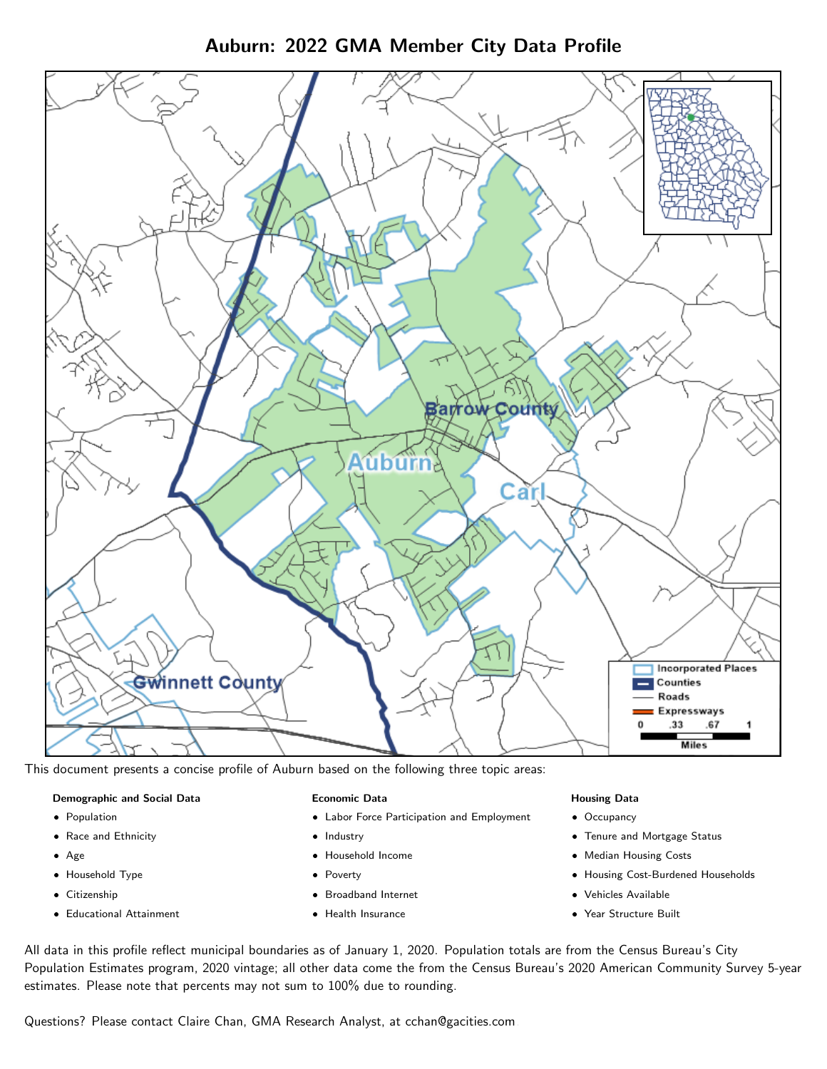# Auburn: 2022 GMA Member City Data Profile

This document presents a concise profile of Auburn based on the following three topic areas:

**Demographic and Social Data**

- Population
- Race and Ethnicity
- Age
- Household Type
- Citizenship
- Educational Attainment

**Economic Data**

- Labor Force Participation and Employment
- Industry
- Household Income
- Poverty
- Broadband Internet
- Health Insurance

**Housing Data**

- Occupancy
- Tenure and Mortgage Status
- Median Housing Costs
- Housing Cost-Burdened Households
- Vehicles Available
- Year Structure Built

All data in this profile reflect municipal boundaries as of January 1, 2020. Population totals are from the Census Bureau's City Population Estimates program, 2020 vintage; all other data come the from the Census Bureau's 2020 American Community Survey 5-year estimates. Please note that percents may not sum to 100% due to rounding.

Questions? Please contact Claire Chan, GMA Research Analyst, at cchan@gacities.com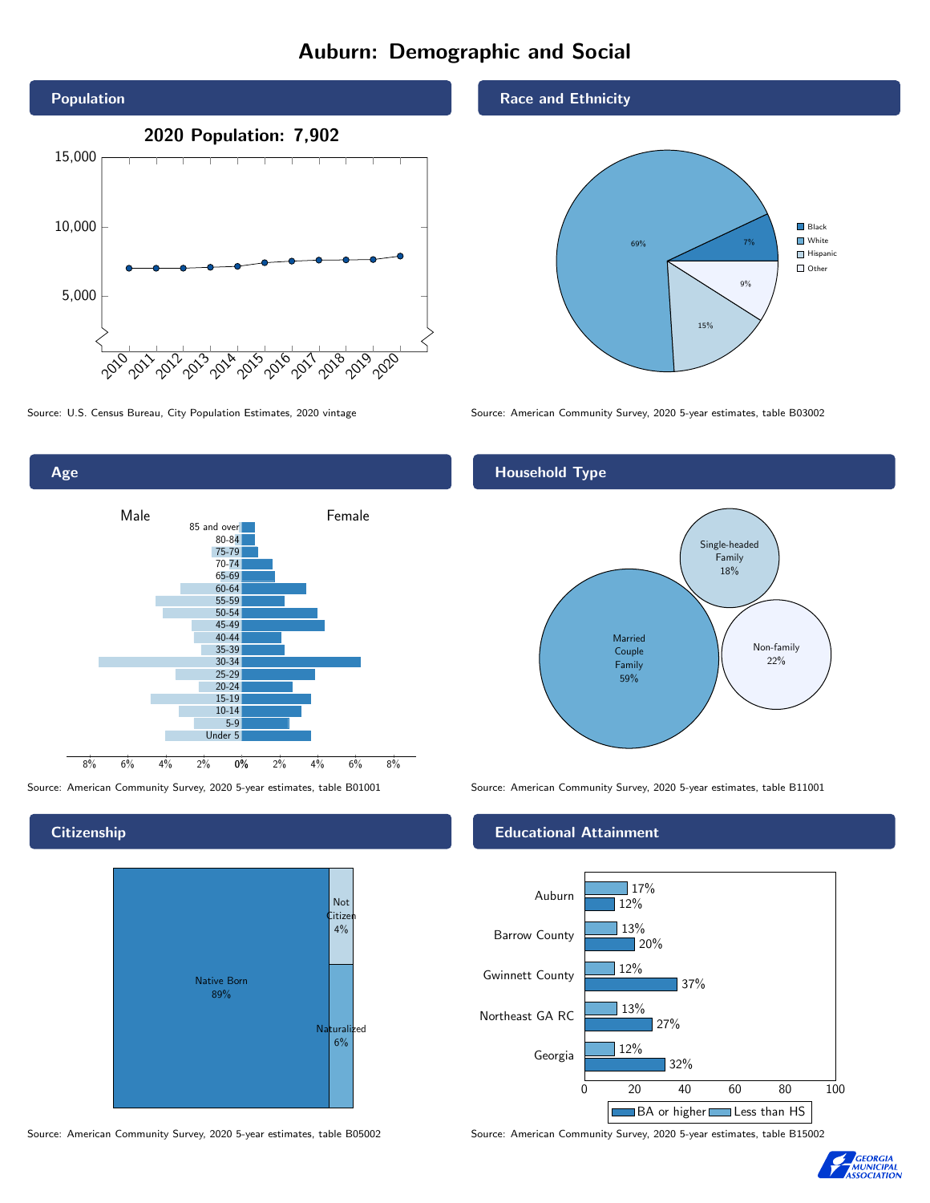# Auburn: Demographic and Social

## Population

2020 Population: 7,902

Source: U.S. Census Bureau, City Population Estimates, 2020 vintage

## Race and Ethnicity

| Group | Percent |
| --- | --- |
| Black | 7% |
| White | 69% |
| Hispanic | 15% |
| Other | 9% |

Source: American Community Survey, 2020 5-year estimates, table B03002

## Age

Source: American Community Survey, 2020 5-year estimates, table B01001

## Household Type

| Household Type | Percent |
| --- | --- |
| Married Couple Family | 59% |
| Single-headed Family | 18% |
| Non-family | 22% |

Source: American Community Survey, 2020 5-year estimates, table B11001

## Citizenship

| Status | Percent |
| --- | --- |
| Native Born | 89% |
| Naturalized | 6% |
| Not Citizen | 4% |

Source: American Community Survey, 2020 5-year estimates, table B05002

## Educational Attainment

| Area | Less than HS | BA or higher |
| --- | --- | --- |
| Auburn | 17% | 12% |
| Barrow County | 13% | 20% |
| Gwinnett County | 12% | 37% |
| Northeast GA RC | 13% | 27% |
| Georgia | 12% | 32% |

Source: American Community Survey, 2020 5-year estimates, table B15002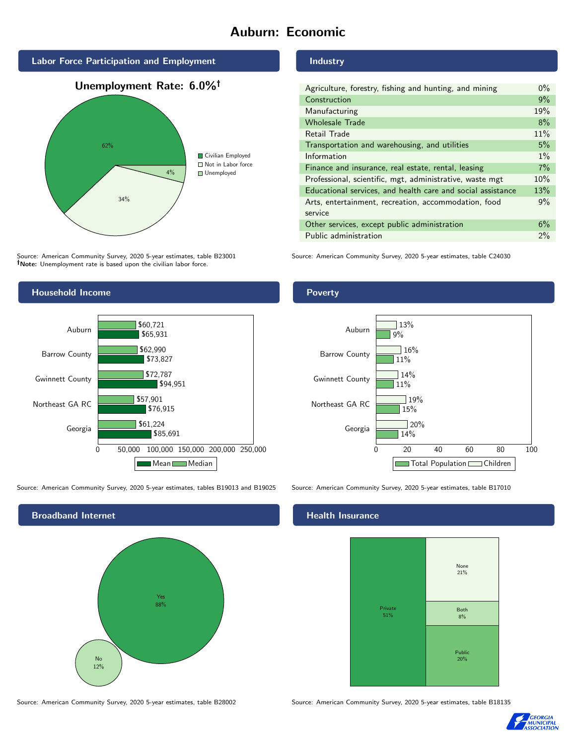# Auburn: Economic

## Labor Force Participation and Employment

**Unemployment Rate: 6.0%†**

| Category | Percent |
|---|---|
| Civilian Employed | 62% |
| Not in Labor force | 34% |
| Unemployed | 4% |

Source: American Community Survey, 2020 5-year estimates, table B23001
**†Note:** Unemployment rate is based upon the civilian labor force.

## Industry

| Industry | Percent |
|---|---|
| Agriculture, forestry, fishing and hunting, and mining | 0% |
| Construction | 9% |
| Manufacturing | 19% |
| Wholesale Trade | 8% |
| Retail Trade | 11% |
| Transportation and warehousing, and utilities | 5% |
| Information | 1% |
| Finance and insurance, real estate, rental, leasing | 7% |
| Professional, scientific, mgt, administrative, waste mgt | 10% |
| Educational services, and health care and social assistance | 13% |
| Arts, entertainment, recreation, accommodation, food service | 9% |
| Other services, except public administration | 6% |
| Public administration | 2% |

Source: American Community Survey, 2020 5-year estimates, table C24030

## Household Income

| Geography | Median | Mean |
|---|---|---|
| Auburn | $60,721 | $65,931 |
| Barrow County | $62,990 | $73,827 |
| Gwinnett County | $72,787 | $94,951 |
| Northeast GA RC | $57,901 | $76,915 |
| Georgia | $61,224 | $85,691 |

Source: American Community Survey, 2020 5-year estimates, tables B19013 and B19025

## Poverty

| Geography | Children | Total Population |
|---|---|---|
| Auburn | 13% | 9% |
| Barrow County | 16% | 11% |
| Gwinnett County | 14% | 11% |
| Northeast GA RC | 19% | 15% |
| Georgia | 20% | 14% |

Source: American Community Survey, 2020 5-year estimates, table B17010

## Broadband Internet

| Response | Percent |
|---|---|
| Yes | 88% |
| No | 12% |

Source: American Community Survey, 2020 5-year estimates, table B28002

## Health Insurance

| Type | Percent |
|---|---|
| Private | 51% |
| None | 21% |
| Both | 8% |
| Public | 20% |

Source: American Community Survey, 2020 5-year estimates, table B18135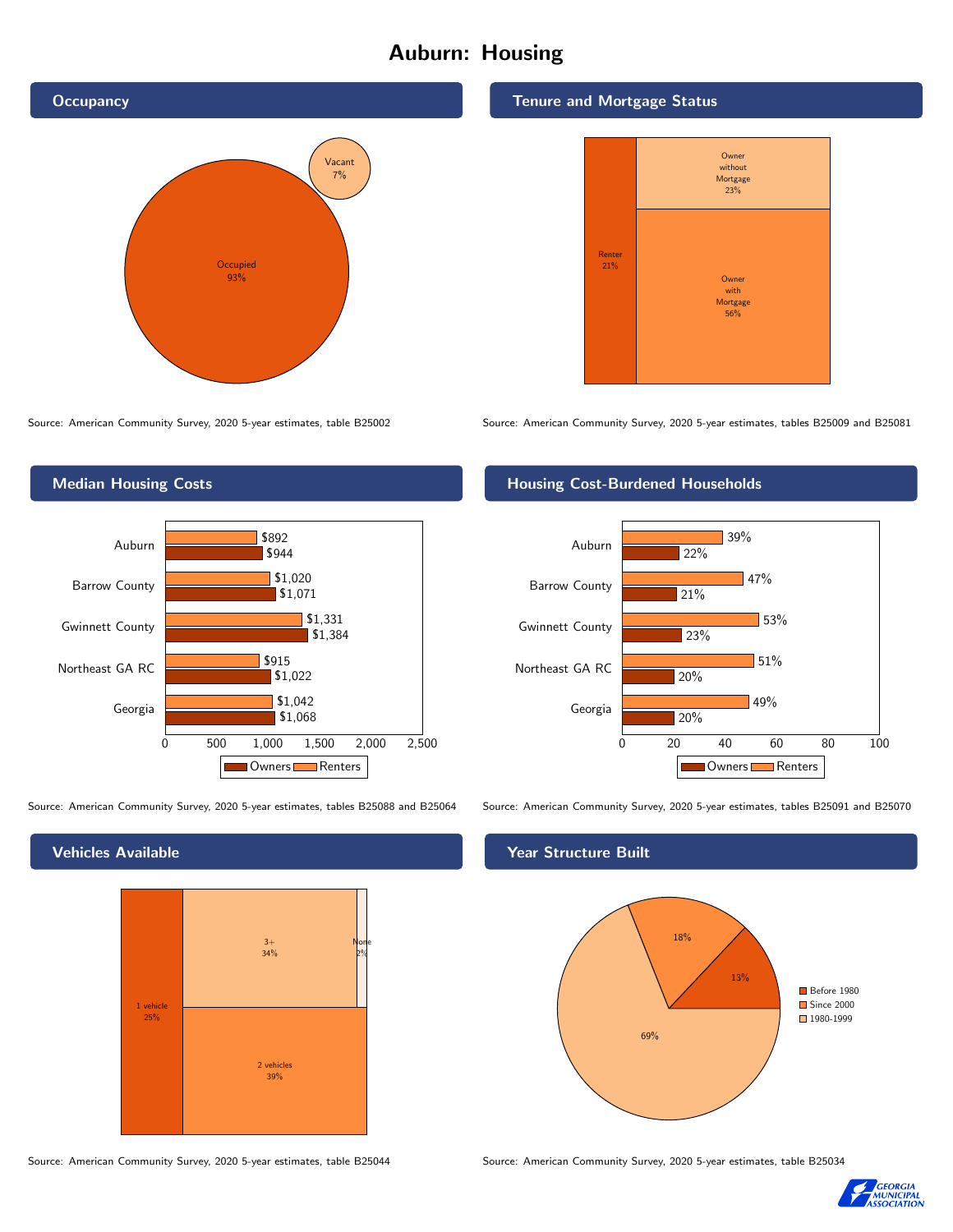# Auburn: Housing

## Occupancy

Vacant
7%

Occupied
93%

Source: American Community Survey, 2020 5-year estimates, table B25002

## Tenure and Mortgage Status

Renter
21%

Owner
without
Mortgage
23%

Owner
with
Mortgage
56%

Source: American Community Survey, 2020 5-year estimates, tables B25009 and B25081

## Median Housing Costs

Auburn
$892
$944

Barrow County
$1,020
$1,071

Gwinnett County
$1,331
$1,384

Northeast GA RC
$915
$1,022

Georgia
$1,042
$1,068

0 500 1,000 1,500 2,000 2,500

Owners Renters

Source: American Community Survey, 2020 5-year estimates, tables B25088 and B25064

## Housing Cost-Burdened Households

Auburn
39%
22%

Barrow County
47%
21%

Gwinnett County
53%
23%

Northeast GA RC
51%
20%

Georgia
49%
20%

0 20 40 60 80 100

Owners Renters

Source: American Community Survey, 2020 5-year estimates, tables B25091 and B25070

## Vehicles Available

1 vehicle
25%

3+
34%

None
2%

2 vehicles
39%

Source: American Community Survey, 2020 5-year estimates, table B25044

## Year Structure Built

18%

13%

69%

Before 1980
Since 2000
1980-1999

Source: American Community Survey, 2020 5-year estimates, table B25034